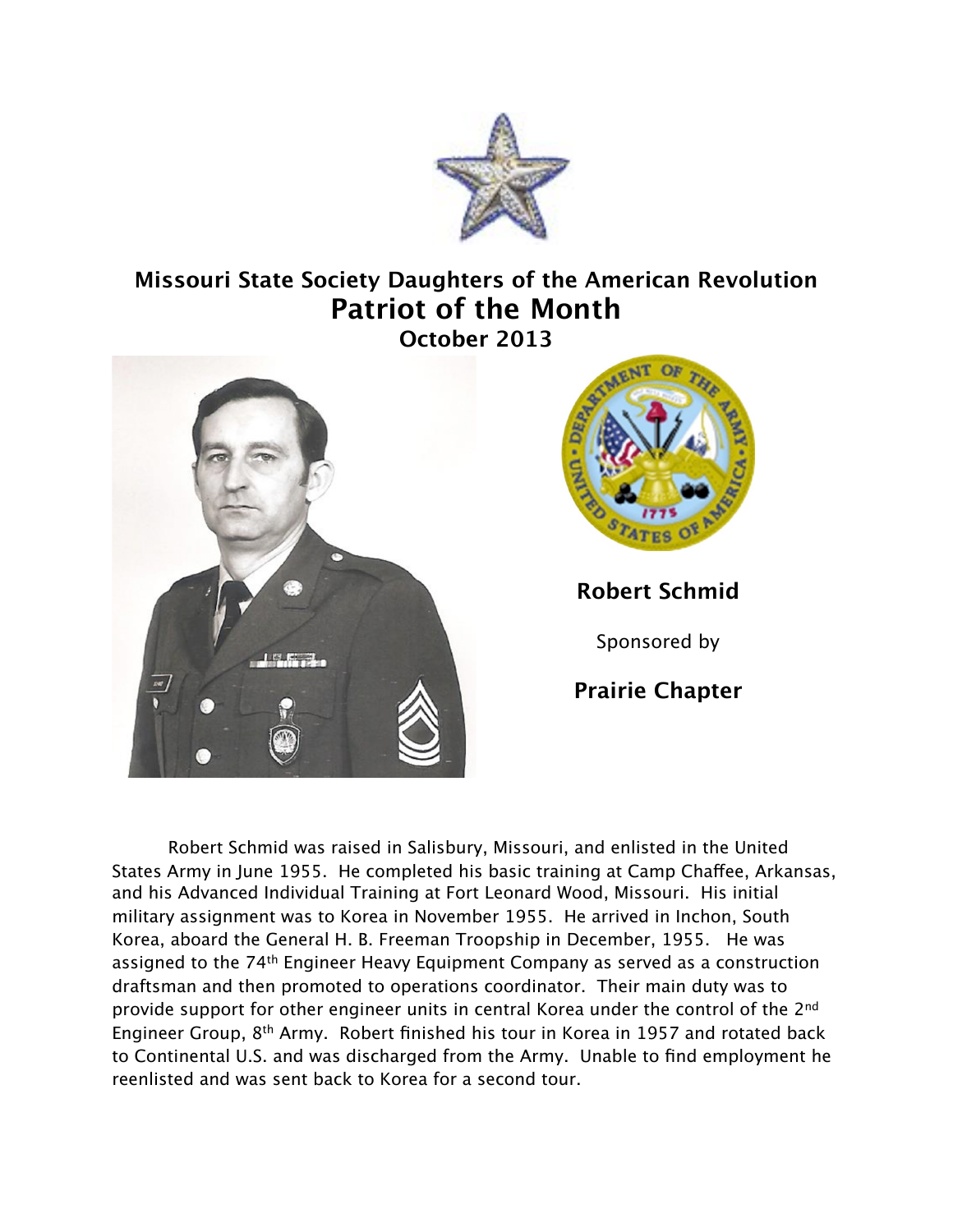# Missouri State Society Daughters of the American Revolution

## Patriot of the Month

### October 2013

**Robert Schmid**

Sponsored by

**Prairie Chapter**

Robert Schmid was raised in Salisbury, Missouri, and enlisted in the United States Army in June 1955. He completed his basic training at Camp Chaffee, Arkansas, and his Advanced Individual Training at Fort Leonard Wood, Missouri. His initial military assignment was to Korea in November 1955. He arrived in Inchon, South Korea, aboard the General H. B. Freeman Troopship in December, 1955. He was assigned to the 74th Engineer Heavy Equipment Company as served as a construction draftsman and then promoted to operations coordinator. Their main duty was to provide support for other engineer units in central Korea under the control of the 2nd Engineer Group, 8th Army. Robert finished his tour in Korea in 1957 and rotated back to Continental U.S. and was discharged from the Army. Unable to find employment he reenlisted and was sent back to Korea for a second tour.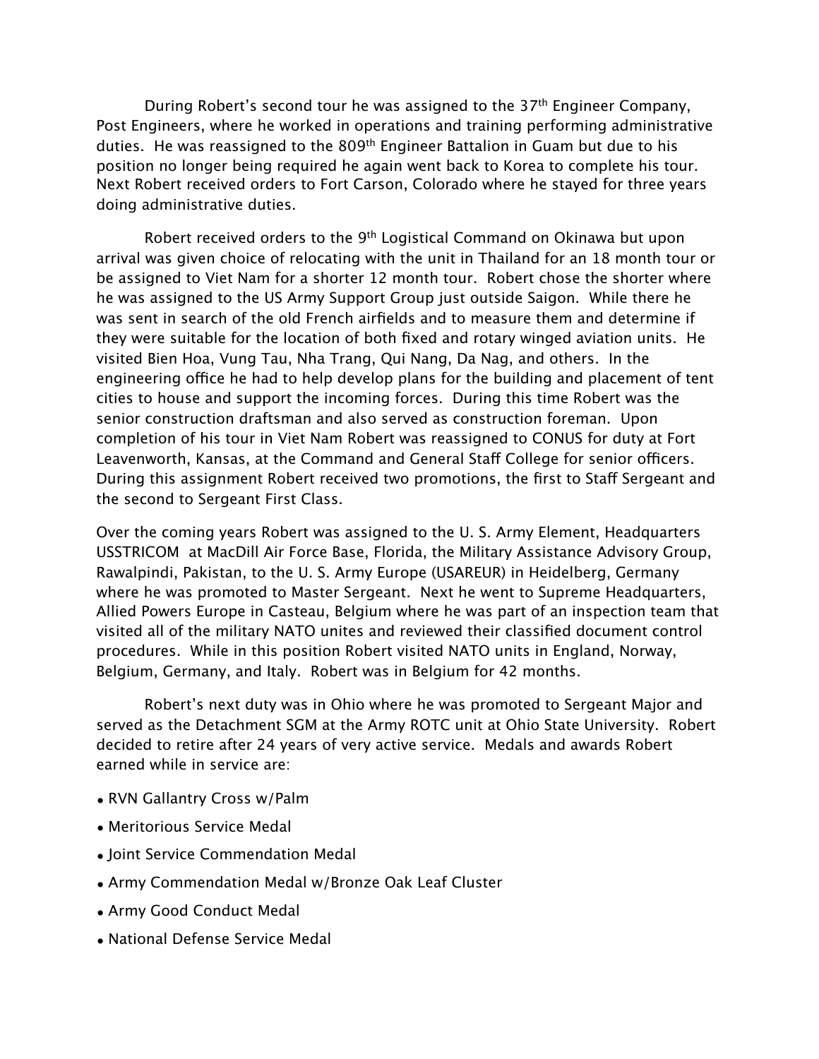During Robert's second tour he was assigned to the 37th Engineer Company, Post Engineers, where he worked in operations and training performing administrative duties. He was reassigned to the 809th Engineer Battalion in Guam but due to his position no longer being required he again went back to Korea to complete his tour. Next Robert received orders to Fort Carson, Colorado where he stayed for three years doing administrative duties.

Robert received orders to the 9th Logistical Command on Okinawa but upon arrival was given choice of relocating with the unit in Thailand for an 18 month tour or be assigned to Viet Nam for a shorter 12 month tour. Robert chose the shorter where he was assigned to the US Army Support Group just outside Saigon. While there he was sent in search of the old French airfields and to measure them and determine if they were suitable for the location of both fixed and rotary winged aviation units. He visited Bien Hoa, Vung Tau, Nha Trang, Qui Nang, Da Nag, and others. In the engineering office he had to help develop plans for the building and placement of tent cities to house and support the incoming forces. During this time Robert was the senior construction draftsman and also served as construction foreman. Upon completion of his tour in Viet Nam Robert was reassigned to CONUS for duty at Fort Leavenworth, Kansas, at the Command and General Staff College for senior officers. During this assignment Robert received two promotions, the first to Staff Sergeant and the second to Sergeant First Class.

Over the coming years Robert was assigned to the U. S. Army Element, Headquarters USSTRICOM at MacDill Air Force Base, Florida, the Military Assistance Advisory Group, Rawalpindi, Pakistan, to the U. S. Army Europe (USAREUR) in Heidelberg, Germany where he was promoted to Master Sergeant. Next he went to Supreme Headquarters, Allied Powers Europe in Casteau, Belgium where he was part of an inspection team that visited all of the military NATO unites and reviewed their classified document control procedures. While in this position Robert visited NATO units in England, Norway, Belgium, Germany, and Italy. Robert was in Belgium for 42 months.

Robert's next duty was in Ohio where he was promoted to Sergeant Major and served as the Detachment SGM at the Army ROTC unit at Ohio State University. Robert decided to retire after 24 years of very active service. Medals and awards Robert earned while in service are:

- RVN Gallantry Cross w/Palm
- Meritorious Service Medal
- Joint Service Commendation Medal
- Army Commendation Medal w/Bronze Oak Leaf Cluster
- Army Good Conduct Medal
- National Defense Service Medal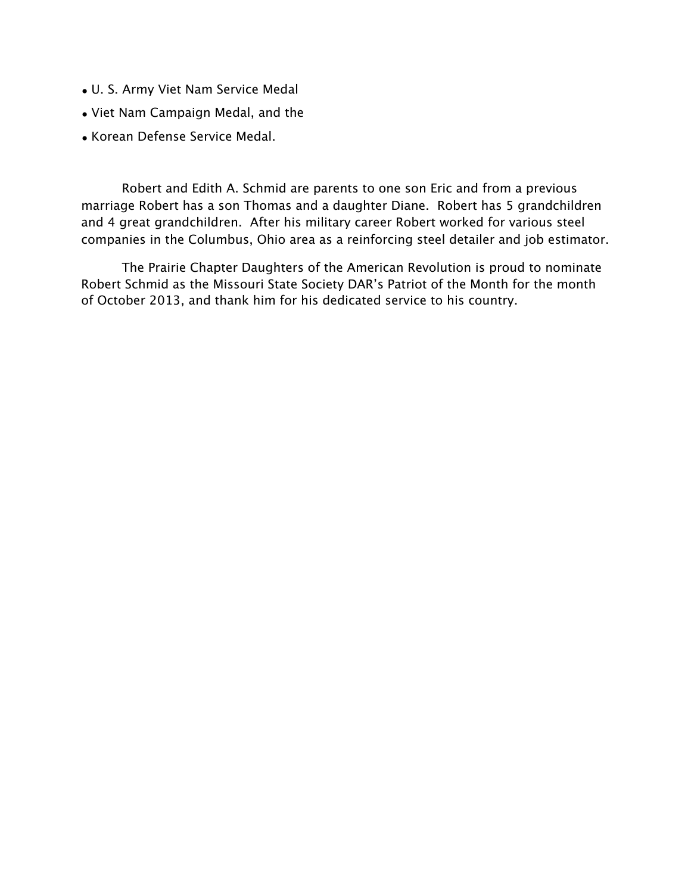- U. S. Army Viet Nam Service Medal
- Viet Nam Campaign Medal, and the
- Korean Defense Service Medal.

Robert and Edith A. Schmid are parents to one son Eric and from a previous marriage Robert has a son Thomas and a daughter Diane. Robert has 5 grandchildren and 4 great grandchildren. After his military career Robert worked for various steel companies in the Columbus, Ohio area as a reinforcing steel detailer and job estimator.

The Prairie Chapter Daughters of the American Revolution is proud to nominate Robert Schmid as the Missouri State Society DAR's Patriot of the Month for the month of October 2013, and thank him for his dedicated service to his country.